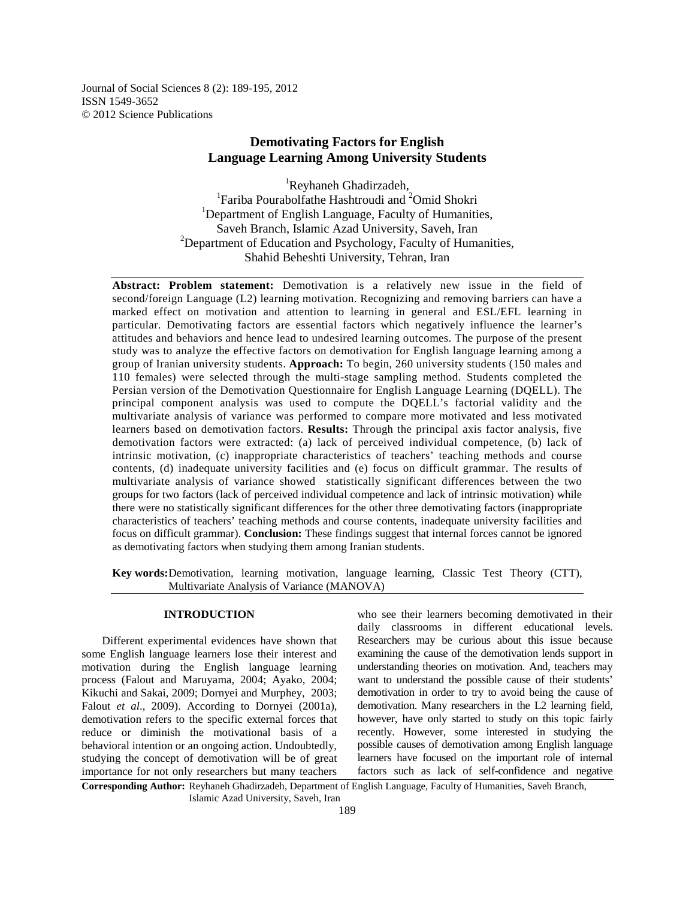# Demotivating Factors for English Language Learning Among University Students

[1]Reyhaneh Ghadirzadeh,
[1]Fariba Pourabolfathe Hashtroudi and [2]Omid Shokri
[1]Department of English Language, Faculty of Humanities, Saveh Branch, Islamic Azad University, Saveh, Iran
[2]Department of Education and Psychology, Faculty of Humanities, Shahid Beheshti University, Tehran, Iran

**Abstract: Problem statement:** Demotivation is a relatively new issue in the field of second/foreign Language (L2) learning motivation. Recognizing and removing barriers can have a marked effect on motivation and attention to learning in general and ESL/EFL learning in particular. Demotivating factors are essential factors which negatively influence the learner's attitudes and behaviors and hence lead to undesired learning outcomes. The purpose of the present study was to analyze the effective factors on demotivation for English language learning among a group of Iranian university students. **Approach:** To begin, 260 university students (150 males and 110 females) were selected through the multi-stage sampling method. Students completed the Persian version of the Demotivation Questionnaire for English Language Learning (DQELL). The principal component analysis was used to compute the DQELL's factorial validity and the multivariate analysis of variance was performed to compare more motivated and less motivated learners based on demotivation factors. **Results:** Through the principal axis factor analysis, five demotivation factors were extracted: (a) lack of perceived individual competence, (b) lack of intrinsic motivation, (c) inappropriate characteristics of teachers' teaching methods and course contents, (d) inadequate university facilities and (e) focus on difficult grammar. The results of multivariate analysis of variance showed statistically significant differences between the two groups for two factors (lack of perceived individual competence and lack of intrinsic motivation) while there were no statistically significant differences for the other three demotivating factors (inappropriate characteristics of teachers' teaching methods and course contents, inadequate university facilities and focus on difficult grammar). **Conclusion:** These findings suggest that internal forces cannot be ignored as demotivating factors when studying them among Iranian students.

**Key words:** Demotivation, learning motivation, language learning, Classic Test Theory (CTT), Multivariate Analysis of Variance (MANOVA)

## INTRODUCTION

Different experimental evidences have shown that some English language learners lose their interest and motivation during the English language learning process (Falout and Maruyama, 2004; Ayako, 2004; Kikuchi and Sakai, 2009; Dornyei and Murphey, 2003; Falout *et al*., 2009). According to Dornyei (2001a), demotivation refers to the specific external forces that reduce or diminish the motivational basis of a behavioral intention or an ongoing action. Undoubtedly, studying the concept of demotivation will be of great importance for not only researchers but many teachers who see their learners becoming demotivated in their daily classrooms in different educational levels. Researchers may be curious about this issue because examining the cause of the demotivation lends support in understanding theories on motivation. And, teachers may want to understand the possible cause of their students' demotivation in order to try to avoid being the cause of demotivation. Many researchers in the L2 learning field, however, have only started to study on this topic fairly recently. However, some interested in studying the possible causes of demotivation among English language learners have focused on the important role of internal factors such as lack of self-confidence and negative

**Corresponding Author:** Reyhaneh Ghadirzadeh, Department of English Language, Faculty of Humanities, Saveh Branch, Islamic Azad University, Saveh, Iran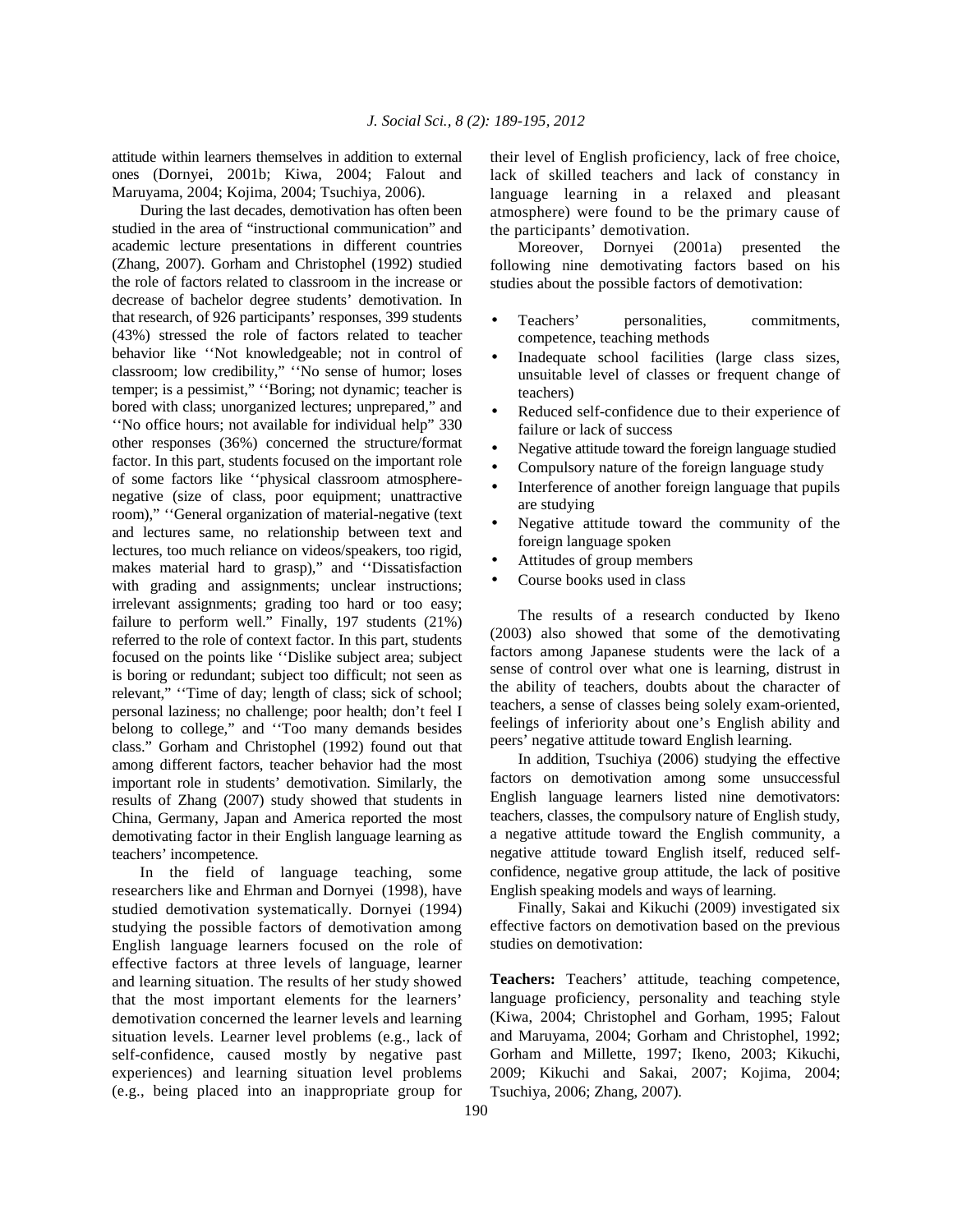attitude within learners themselves in addition to external ones (Dornyei, 2001b; Kiwa, 2004; Falout and Maruyama, 2004; Kojima, 2004; Tsuchiya, 2006).

During the last decades, demotivation has often been studied in the area of "instructional communication" and academic lecture presentations in different countries (Zhang, 2007). Gorham and Christophel (1992) studied the role of factors related to classroom in the increase or decrease of bachelor degree students' demotivation. In that research, of 926 participants' responses, 399 students (43%) stressed the role of factors related to teacher behavior like ''Not knowledgeable; not in control of classroom; low credibility," ''No sense of humor; loses temper; is a pessimist," ''Boring; not dynamic; teacher is bored with class; unorganized lectures; unprepared," and ''No office hours; not available for individual help" 330 other responses (36%) concerned the structure/format factor. In this part, students focused on the important role of some factors like ''physical classroom atmosphere-negative (size of class, poor equipment; unattractive room)," ''General organization of material-negative (text and lectures same, no relationship between text and lectures, too much reliance on videos/speakers, too rigid, makes material hard to grasp)," and ''Dissatisfaction with grading and assignments; unclear instructions; irrelevant assignments; grading too hard or too easy; failure to perform well." Finally, 197 students (21%) referred to the role of context factor. In this part, students focused on the points like ''Dislike subject area; subject is boring or redundant; subject too difficult; not seen as relevant," ''Time of day; length of class; sick of school; personal laziness; no challenge; poor health; don't feel I belong to college," and ''Too many demands besides class." Gorham and Christophel (1992) found out that among different factors, teacher behavior had the most important role in students' demotivation. Similarly, the results of Zhang (2007) study showed that students in China, Germany, Japan and America reported the most demotivating factor in their English language learning as teachers' incompetence.

In the field of language teaching, some researchers like and Ehrman and Dornyei (1998), have studied demotivation systematically. Dornyei (1994) studying the possible factors of demotivation among English language learners focused on the role of effective factors at three levels of language, learner and learning situation. The results of her study showed that the most important elements for the learners' demotivation concerned the learner levels and learning situation levels. Learner level problems (e.g., lack of self-confidence, caused mostly by negative past experiences) and learning situation level problems (e.g., being placed into an inappropriate group for their level of English proficiency, lack of free choice, lack of skilled teachers and lack of constancy in language learning in a relaxed and pleasant atmosphere) were found to be the primary cause of the participants' demotivation.

Moreover, Dornyei (2001a) presented the following nine demotivating factors based on his studies about the possible factors of demotivation:

- Teachers' personalities, commitments, competence, teaching methods
- Inadequate school facilities (large class sizes, unsuitable level of classes or frequent change of teachers)
- Reduced self-confidence due to their experience of failure or lack of success
- Negative attitude toward the foreign language studied
- Compulsory nature of the foreign language study
- Interference of another foreign language that pupils are studying
- Negative attitude toward the community of the foreign language spoken
- Attitudes of group members
- Course books used in class

The results of a research conducted by Ikeno (2003) also showed that some of the demotivating factors among Japanese students were the lack of a sense of control over what one is learning, distrust in the ability of teachers, doubts about the character of teachers, a sense of classes being solely exam-oriented, feelings of inferiority about one's English ability and peers' negative attitude toward English learning.

In addition, Tsuchiya (2006) studying the effective factors on demotivation among some unsuccessful English language learners listed nine demotivators: teachers, classes, the compulsory nature of English study, a negative attitude toward the English community, a negative attitude toward English itself, reduced self-confidence, negative group attitude, the lack of positive English speaking models and ways of learning.

Finally, Sakai and Kikuchi (2009) investigated six effective factors on demotivation based on the previous studies on demotivation:

**Teachers:** Teachers' attitude, teaching competence, language proficiency, personality and teaching style (Kiwa, 2004; Christophel and Gorham, 1995; Falout and Maruyama, 2004; Gorham and Christophel, 1992; Gorham and Millette, 1997; Ikeno, 2003; Kikuchi, 2009; Kikuchi and Sakai, 2007; Kojima, 2004; Tsuchiya, 2006; Zhang, 2007).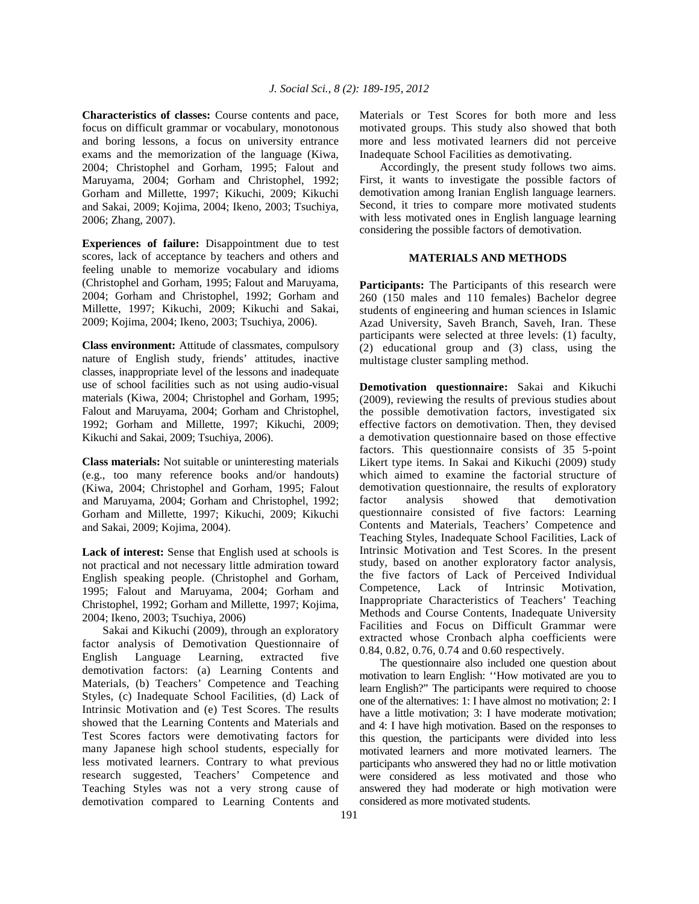**Characteristics of classes:** Course contents and pace, focus on difficult grammar or vocabulary, monotonous and boring lessons, a focus on university entrance exams and the memorization of the language (Kiwa, 2004; Christophel and Gorham, 1995; Falout and Maruyama, 2004; Gorham and Christophel, 1992; Gorham and Millette, 1997; Kikuchi, 2009; Kikuchi and Sakai, 2009; Kojima, 2004; Ikeno, 2003; Tsuchiya, 2006; Zhang, 2007).

**Experiences of failure:** Disappointment due to test scores, lack of acceptance by teachers and others and feeling unable to memorize vocabulary and idioms (Christophel and Gorham, 1995; Falout and Maruyama, 2004; Gorham and Christophel, 1992; Gorham and Millette, 1997; Kikuchi, 2009; Kikuchi and Sakai, 2009; Kojima, 2004; Ikeno, 2003; Tsuchiya, 2006).

**Class environment:** Attitude of classmates, compulsory nature of English study, friends' attitudes, inactive classes, inappropriate level of the lessons and inadequate use of school facilities such as not using audio-visual materials (Kiwa, 2004; Christophel and Gorham, 1995; Falout and Maruyama, 2004; Gorham and Christophel, 1992; Gorham and Millette, 1997; Kikuchi, 2009; Kikuchi and Sakai, 2009; Tsuchiya, 2006).

**Class materials:** Not suitable or uninteresting materials (e.g., too many reference books and/or handouts) (Kiwa, 2004; Christophel and Gorham, 1995; Falout and Maruyama, 2004; Gorham and Christophel, 1992; Gorham and Millette, 1997; Kikuchi, 2009; Kikuchi and Sakai, 2009; Kojima, 2004).

**Lack of interest:** Sense that English used at schools is not practical and not necessary little admiration toward English speaking people. (Christophel and Gorham, 1995; Falout and Maruyama, 2004; Gorham and Christophel, 1992; Gorham and Millette, 1997; Kojima, 2004; Ikeno, 2003; Tsuchiya, 2006)

Sakai and Kikuchi (2009), through an exploratory factor analysis of Demotivation Questionnaire of English Language Learning, extracted five demotivation factors: (a) Learning Contents and Materials, (b) Teachers' Competence and Teaching Styles, (c) Inadequate School Facilities, (d) Lack of Intrinsic Motivation and (e) Test Scores. The results showed that the Learning Contents and Materials and Test Scores factors were demotivating factors for many Japanese high school students, especially for less motivated learners. Contrary to what previous research suggested, Teachers' Competence and Teaching Styles was not a very strong cause of demotivation compared to Learning Contents and Materials or Test Scores for both more and less motivated groups. This study also showed that both more and less motivated learners did not perceive Inadequate School Facilities as demotivating.

Accordingly, the present study follows two aims. First, it wants to investigate the possible factors of demotivation among Iranian English language learners. Second, it tries to compare more motivated students with less motivated ones in English language learning considering the possible factors of demotivation.

## MATERIALS AND METHODS

**Participants:** The Participants of this research were 260 (150 males and 110 females) Bachelor degree students of engineering and human sciences in Islamic Azad University, Saveh Branch, Saveh, Iran. These participants were selected at three levels: (1) faculty, (2) educational group and (3) class, using the multistage cluster sampling method.

**Demotivation questionnaire:** Sakai and Kikuchi (2009), reviewing the results of previous studies about the possible demotivation factors, investigated six effective factors on demotivation. Then, they devised a demotivation questionnaire based on those effective factors. This questionnaire consists of 35 5-point Likert type items. In Sakai and Kikuchi (2009) study which aimed to examine the factorial structure of demotivation questionnaire, the results of exploratory factor analysis showed that demotivation questionnaire consisted of five factors: Learning Contents and Materials, Teachers' Competence and Teaching Styles, Inadequate School Facilities, Lack of Intrinsic Motivation and Test Scores. In the present study, based on another exploratory factor analysis, the five factors of Lack of Perceived Individual Competence, Lack of Intrinsic Motivation, Inappropriate Characteristics of Teachers' Teaching Methods and Course Contents, Inadequate University Facilities and Focus on Difficult Grammar were extracted whose Cronbach alpha coefficients were 0.84, 0.82, 0.76, 0.74 and 0.60 respectively.

The questionnaire also included one question about motivation to learn English: ''How motivated are you to learn English?" The participants were required to choose one of the alternatives: 1: I have almost no motivation; 2: I have a little motivation; 3: I have moderate motivation; and 4: I have high motivation. Based on the responses to this question, the participants were divided into less motivated learners and more motivated learners. The participants who answered they had no or little motivation were considered as less motivated and those who answered they had moderate or high motivation were considered as more motivated students.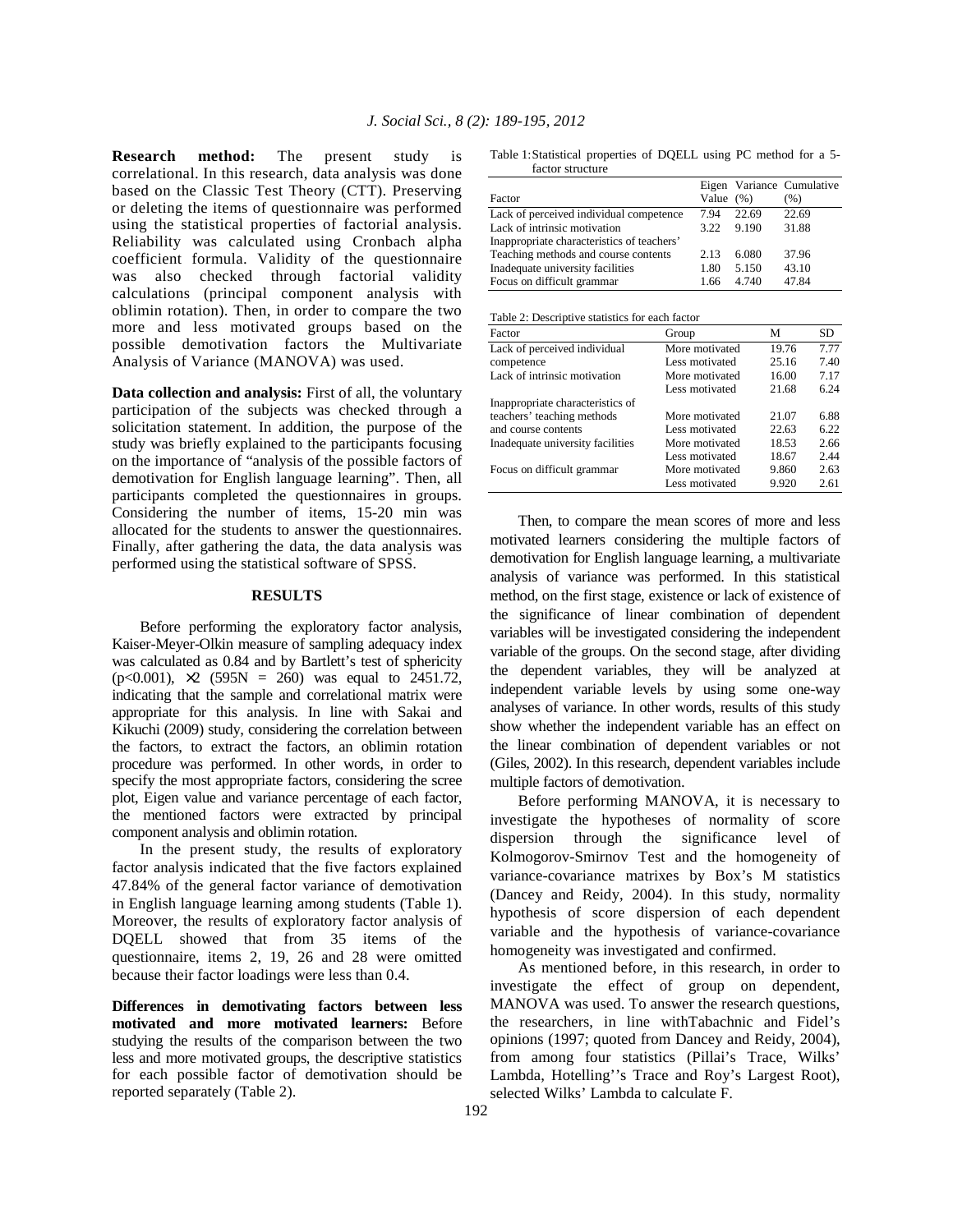**Research method:** The present study is correlational. In this research, data analysis was done based on the Classic Test Theory (CTT). Preserving or deleting the items of questionnaire was performed using the statistical properties of factorial analysis. Reliability was calculated using Cronbach alpha coefficient formula. Validity of the questionnaire was also checked through factorial validity calculations (principal component analysis with oblimin rotation). Then, in order to compare the two more and less motivated groups based on the possible demotivation factors the Multivariate Analysis of Variance (MANOVA) was used.

**Data collection and analysis:** First of all, the voluntary participation of the subjects was checked through a solicitation statement. In addition, the purpose of the study was briefly explained to the participants focusing on the importance of "analysis of the possible factors of demotivation for English language learning". Then, all participants completed the questionnaires in groups. Considering the number of items, 15-20 min was allocated for the students to answer the questionnaires. Finally, after gathering the data, the data analysis was performed using the statistical software of SPSS.

## RESULTS

Before performing the exploratory factor analysis, Kaiser-Meyer-Olkin measure of sampling adequacy index was calculated as 0.84 and by Bartlett's test of sphericity ($p<0.001$), $\chi 2$ (595N = 260) was equal to 2451.72, indicating that the sample and correlational matrix were appropriate for this analysis. In line with Sakai and Kikuchi (2009) study, considering the correlation between the factors, to extract the factors, an oblimin rotation procedure was performed. In other words, in order to specify the most appropriate factors, considering the scree plot, Eigen value and variance percentage of each factor, the mentioned factors were extracted by principal component analysis and oblimin rotation.

In the present study, the results of exploratory factor analysis indicated that the five factors explained 47.84% of the general factor variance of demotivation in English language learning among students (Table 1). Moreover, the results of exploratory factor analysis of DQELL showed that from 35 items of the questionnaire, items 2, 19, 26 and 28 were omitted because their factor loadings were less than 0.4.

**Differences in demotivating factors between less motivated and more motivated learners:** Before studying the results of the comparison between the two less and more motivated groups, the descriptive statistics for each possible factor of demotivation should be reported separately (Table 2).

Table 1: Statistical properties of DQELL using PC method for a 5-factor structure

| Factor | Eigen Value | Variance (%) | Cumulative (%) |
|---|---|---|---|
| Lack of perceived individual competence | 7.94 | 22.69 | 22.69 |
| Lack of intrinsic motivation | 3.22 | 9.190 | 31.88 |
| Inappropriate characteristics of teachers' Teaching methods and course contents | 2.13 | 6.080 | 37.96 |
| Inadequate university facilities | 1.80 | 5.150 | 43.10 |
| Focus on difficult grammar | 1.66 | 4.740 | 47.84 |

Table 2: Descriptive statistics for each factor

| Factor | Group | M | SD |
|---|---|---|---|
| Lack of perceived individual competence | More motivated | 19.76 | 7.77 |
| | Less motivated | 25.16 | 7.40 |
| Lack of intrinsic motivation | More motivated | 16.00 | 7.17 |
| | Less motivated | 21.68 | 6.24 |
| Inappropriate characteristics of teachers' teaching methods and course contents | More motivated | 21.07 | 6.88 |
| | Less motivated | 22.63 | 6.22 |
| Inadequate university facilities | More motivated | 18.53 | 2.66 |
| | Less motivated | 18.67 | 2.44 |
| Focus on difficult grammar | More motivated | 9.860 | 2.63 |
| | Less motivated | 9.920 | 2.61 |

Then, to compare the mean scores of more and less motivated learners considering the multiple factors of demotivation for English language learning, a multivariate analysis of variance was performed. In this statistical method, on the first stage, existence or lack of existence of the significance of linear combination of dependent variables will be investigated considering the independent variable of the groups. On the second stage, after dividing the dependent variables, they will be analyzed at independent variable levels by using some one-way analyses of variance. In other words, results of this study show whether the independent variable has an effect on the linear combination of dependent variables or not (Giles, 2002). In this research, dependent variables include multiple factors of demotivation.

Before performing MANOVA, it is necessary to investigate the hypotheses of normality of score dispersion through the significance level of Kolmogorov-Smirnov Test and the homogeneity of variance-covariance matrixes by Box's M statistics (Dancey and Reidy, 2004). In this study, normality hypothesis of score dispersion of each dependent variable and the hypothesis of variance-covariance homogeneity was investigated and confirmed.

As mentioned before, in this research, in order to investigate the effect of group on dependent, MANOVA was used. To answer the research questions, the researchers, in line withTabachnic and Fidel's opinions (1997; quoted from Dancey and Reidy, 2004), from among four statistics (Pillai's Trace, Wilks' Lambda, Hotelling''s Trace and Roy's Largest Root), selected Wilks' Lambda to calculate F.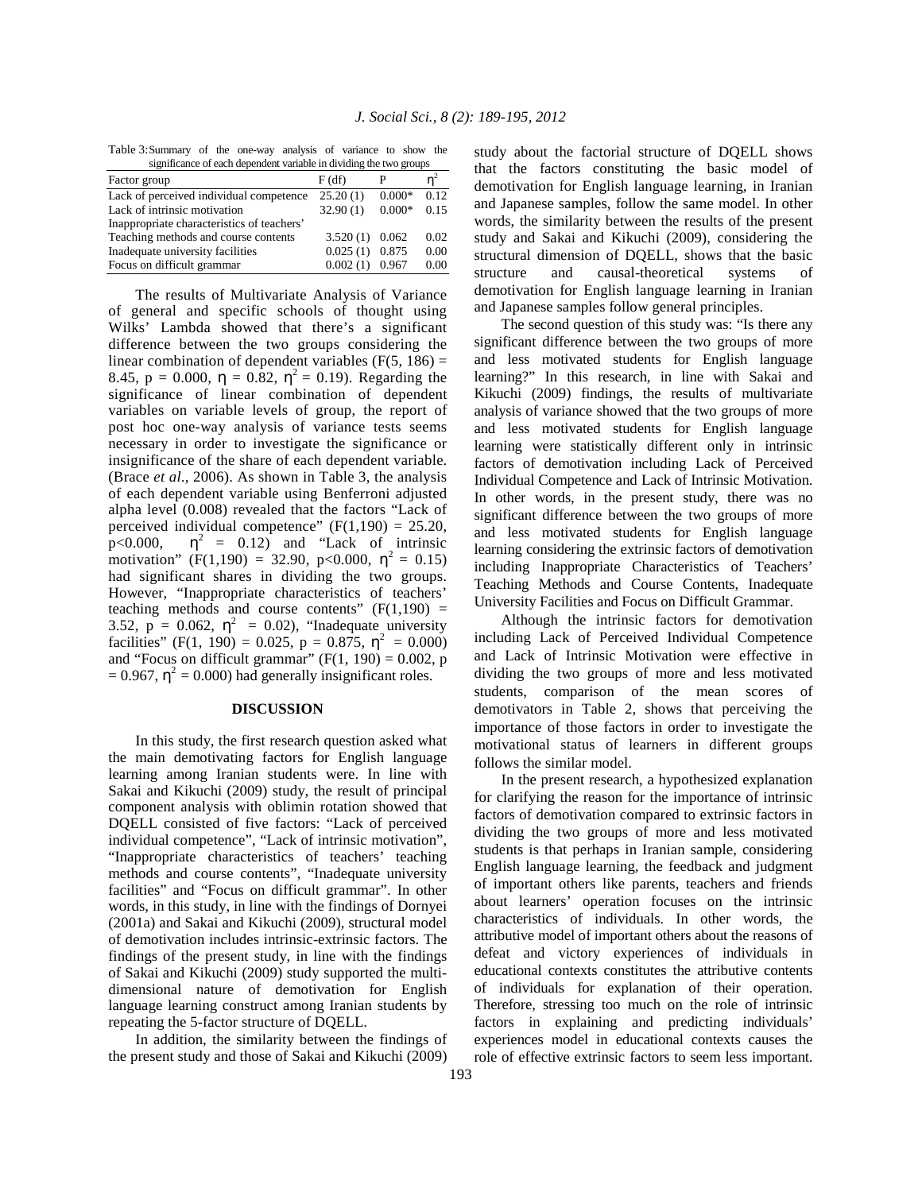Table 3: Summary of the one-way analysis of variance to show the significance of each dependent variable in dividing the two groups

| Factor group | F (df) | P | $\eta^2$ |
|---|---|---|---|
| Lack of perceived individual competence | 25.20 (1) | 0.000* | 0.12 |
| Lack of intrinsic motivation | 32.90 (1) | 0.000* | 0.15 |
| Inappropriate characteristics of teachers' Teaching methods and course contents | 3.520 (1) | 0.062 | 0.02 |
| Inadequate university facilities | 0.025 (1) | 0.875 | 0.00 |
| Focus on difficult grammar | 0.002 (1) | 0.967 | 0.00 |

The results of Multivariate Analysis of Variance of general and specific schools of thought using Wilks' Lambda showed that there's a significant difference between the two groups considering the linear combination of dependent variables ($F(5, 186) = 8.45$, $p = 0.000$, $\eta = 0.82$, $\eta^2 = 0.19$). Regarding the significance of linear combination of dependent variables on variable levels of group, the report of post hoc one-way analysis of variance tests seems necessary in order to investigate the significance or insignificance of the share of each dependent variable. (Brace *et al*., 2006). As shown in Table 3, the analysis of each dependent variable using Benferroni adjusted alpha level (0.008) revealed that the factors "Lack of perceived individual competence" ($F(1,190) = 25.20$, $p<0.000$, $\eta^2 = 0.12$) and "Lack of intrinsic motivation" ($F(1,190) = 32.90$, $p<0.000$, $\eta^2 = 0.15$) had significant shares in dividing the two groups. However, "Inappropriate characteristics of teachers' teaching methods and course contents" ($F(1,190) = 3.52$, $p = 0.062$, $\eta^2 = 0.02$), "Inadequate university facilities" ($F(1, 190) = 0.025$, $p = 0.875$, $\eta^2 = 0.000$) and "Focus on difficult grammar" ($F(1, 190) = 0.002$, $p = 0.967$, $\eta^2 = 0.000$) had generally insignificant roles.

## DISCUSSION

In this study, the first research question asked what the main demotivating factors for English language learning among Iranian students were. In line with Sakai and Kikuchi (2009) study, the result of principal component analysis with oblimin rotation showed that DQELL consisted of five factors: "Lack of perceived individual competence", "Lack of intrinsic motivation", "Inappropriate characteristics of teachers' teaching methods and course contents", "Inadequate university facilities" and "Focus on difficult grammar". In other words, in this study, in line with the findings of Dornyei (2001a) and Sakai and Kikuchi (2009), structural model of demotivation includes intrinsic-extrinsic factors. The findings of the present study, in line with the findings of Sakai and Kikuchi (2009) study supported the multi-dimensional nature of demotivation for English language learning construct among Iranian students by repeating the 5-factor structure of DQELL.

In addition, the similarity between the findings of the present study and those of Sakai and Kikuchi (2009) study about the factorial structure of DQELL shows that the factors constituting the basic model of demotivation for English language learning, in Iranian and Japanese samples, follow the same model. In other words, the similarity between the results of the present study and Sakai and Kikuchi (2009), considering the structural dimension of DQELL, shows that the basic structure and causal-theoretical systems of demotivation for English language learning in Iranian and Japanese samples follow general principles.

The second question of this study was: "Is there any significant difference between the two groups of more and less motivated students for English language learning?" In this research, in line with Sakai and Kikuchi (2009) findings, the results of multivariate analysis of variance showed that the two groups of more and less motivated students for English language learning were statistically different only in intrinsic factors of demotivation including Lack of Perceived Individual Competence and Lack of Intrinsic Motivation. In other words, in the present study, there was no significant difference between the two groups of more and less motivated students for English language learning considering the extrinsic factors of demotivation including Inappropriate Characteristics of Teachers' Teaching Methods and Course Contents, Inadequate University Facilities and Focus on Difficult Grammar.

Although the intrinsic factors for demotivation including Lack of Perceived Individual Competence and Lack of Intrinsic Motivation were effective in dividing the two groups of more and less motivated students, comparison of the mean scores of demotivators in Table 2, shows that perceiving the importance of those factors in order to investigate the motivational status of learners in different groups follows the similar model.

In the present research, a hypothesized explanation for clarifying the reason for the importance of intrinsic factors of demotivation compared to extrinsic factors in dividing the two groups of more and less motivated students is that perhaps in Iranian sample, considering English language learning, the feedback and judgment of important others like parents, teachers and friends about learners' operation focuses on the intrinsic characteristics of individuals. In other words, the attributive model of important others about the reasons of defeat and victory experiences of individuals in educational contexts constitutes the attributive contents of individuals for explanation of their operation. Therefore, stressing too much on the role of intrinsic factors in explaining and predicting individuals' experiences model in educational contexts causes the role of effective extrinsic factors to seem less important.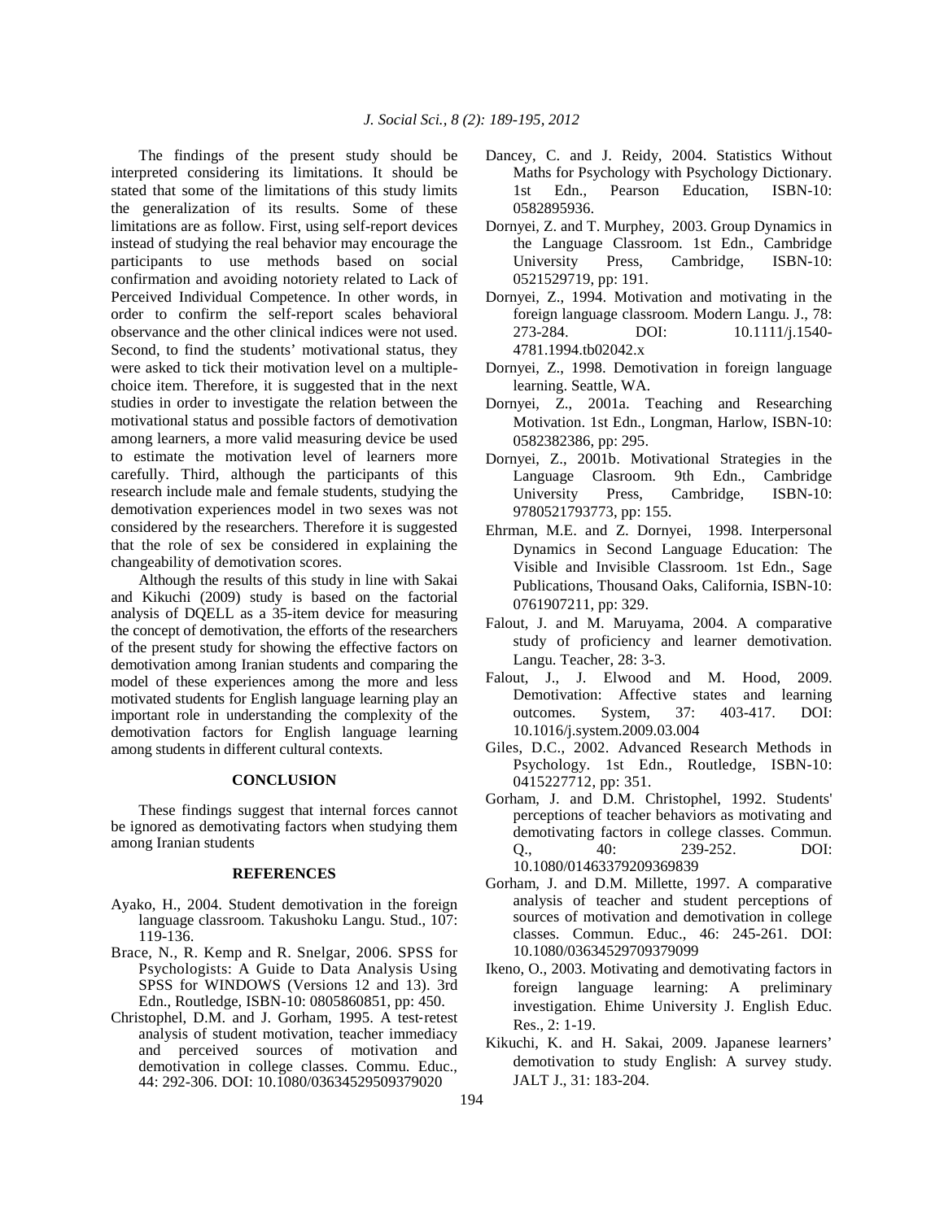The findings of the present study should be interpreted considering its limitations. It should be stated that some of the limitations of this study limits the generalization of its results. Some of these limitations are as follow. First, using self-report devices instead of studying the real behavior may encourage the participants to use methods based on social confirmation and avoiding notoriety related to Lack of Perceived Individual Competence. In other words, in order to confirm the self-report scales behavioral observance and the other clinical indices were not used. Second, to find the students' motivational status, they were asked to tick their motivation level on a multiple-choice item. Therefore, it is suggested that in the next studies in order to investigate the relation between the motivational status and possible factors of demotivation among learners, a more valid measuring device be used to estimate the motivation level of learners more carefully. Third, although the participants of this research include male and female students, studying the demotivation experiences model in two sexes was not considered by the researchers. Therefore it is suggested that the role of sex be considered in explaining the changeability of demotivation scores.

Although the results of this study in line with Sakai and Kikuchi (2009) study is based on the factorial analysis of DQELL as a 35-item device for measuring the concept of demotivation, the efforts of the researchers of the present study for showing the effective factors on demotivation among Iranian students and comparing the model of these experiences among the more and less motivated students for English language learning play an important role in understanding the complexity of the demotivation factors for English language learning among students in different cultural contexts.

## CONCLUSION

These findings suggest that internal forces cannot be ignored as demotivating factors when studying them among Iranian students

## REFERENCES

Ayako, H., 2004. Student demotivation in the foreign language classroom. Takushoku Langu. Stud., 107: 119-136.

Brace, N., R. Kemp and R. Snelgar, 2006. SPSS for Psychologists: A Guide to Data Analysis Using SPSS for WINDOWS (Versions 12 and 13). 3rd Edn., Routledge, ISBN-10: 0805860851, pp: 450.

Christophel, D.M. and J. Gorham, 1995. A test-retest analysis of student motivation, teacher immediacy and perceived sources of motivation and demotivation in college classes. Commu. Educ., 44: 292-306. DOI: 10.1080/03634529509379020

Dancey, C. and J. Reidy, 2004. Statistics Without Maths for Psychology with Psychology Dictionary. 1st Edn., Pearson Education, ISBN-10: 0582895936.

Dornyei, Z. and T. Murphey, 2003. Group Dynamics in the Language Classroom. 1st Edn., Cambridge University Press, Cambridge, ISBN-10: 0521529719, pp: 191.

Dornyei, Z., 1994. Motivation and motivating in the foreign language classroom. Modern Langu. J., 78: 273-284. DOI: 10.1111/j.1540-4781.1994.tb02042.x

Dornyei, Z., 1998. Demotivation in foreign language learning. Seattle, WA.

Dornyei, Z., 2001a. Teaching and Researching Motivation. 1st Edn., Longman, Harlow, ISBN-10: 0582382386, pp: 295.

Dornyei, Z., 2001b. Motivational Strategies in the Language Clasroom. 9th Edn., Cambridge University Press, Cambridge, ISBN-10: 9780521793773, pp: 155.

Ehrman, M.E. and Z. Dornyei, 1998. Interpersonal Dynamics in Second Language Education: The Visible and Invisible Classroom. 1st Edn., Sage Publications, Thousand Oaks, California, ISBN-10: 0761907211, pp: 329.

Falout, J. and M. Maruyama, 2004. A comparative study of proficiency and learner demotivation. Langu. Teacher, 28: 3-3.

Falout, J., J. Elwood and M. Hood, 2009. Demotivation: Affective states and learning outcomes. System, 37: 403-417. DOI: 10.1016/j.system.2009.03.004

Giles, D.C., 2002. Advanced Research Methods in Psychology. 1st Edn., Routledge, ISBN-10: 0415227712, pp: 351.

Gorham, J. and D.M. Christophel, 1992. Students' perceptions of teacher behaviors as motivating and demotivating factors in college classes. Commun. Q., 40: 239-252. DOI: 10.1080/01463379209369839

Gorham, J. and D.M. Millette, 1997. A comparative analysis of teacher and student perceptions of sources of motivation and demotivation in college classes. Commun. Educ., 46: 245-261. DOI: 10.1080/03634529709379099

Ikeno, O., 2003. Motivating and demotivating factors in foreign language learning: A preliminary investigation. Ehime University J. English Educ. Res., 2: 1-19.

Kikuchi, K. and H. Sakai, 2009. Japanese learners' demotivation to study English: A survey study. JALT J., 31: 183-204.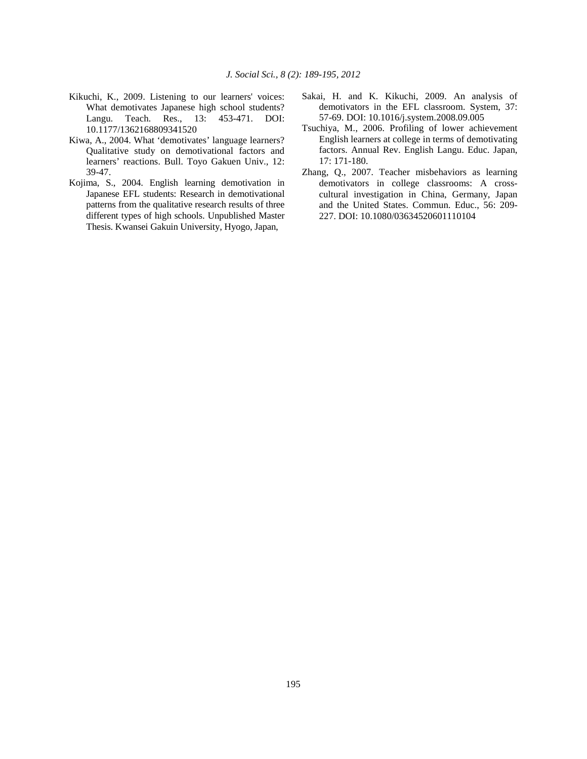Kikuchi, K., 2009. Listening to our learners' voices: What demotivates Japanese high school students? Langu. Teach. Res., 13: 453-471. DOI: 10.1177/1362168809341520

Kiwa, A., 2004. What 'demotivates' language learners? Qualitative study on demotivational factors and learners' reactions. Bull. Toyo Gakuen Univ., 12: 39-47.

Kojima, S., 2004. English learning demotivation in Japanese EFL students: Research in demotivational patterns from the qualitative research results of three different types of high schools. Unpublished Master Thesis. Kwansei Gakuin University, Hyogo, Japan,

Sakai, H. and K. Kikuchi, 2009. An analysis of demotivators in the EFL classroom. System, 37: 57-69. DOI: 10.1016/j.system.2008.09.005

Tsuchiya, M., 2006. Profiling of lower achievement English learners at college in terms of demotivating factors. Annual Rev. English Langu. Educ. Japan, 17: 171-180.

Zhang, Q., 2007. Teacher misbehaviors as learning demotivators in college classrooms: A cross-cultural investigation in China, Germany, Japan and the United States. Commun. Educ., 56: 209-227. DOI: 10.1080/03634520601110104